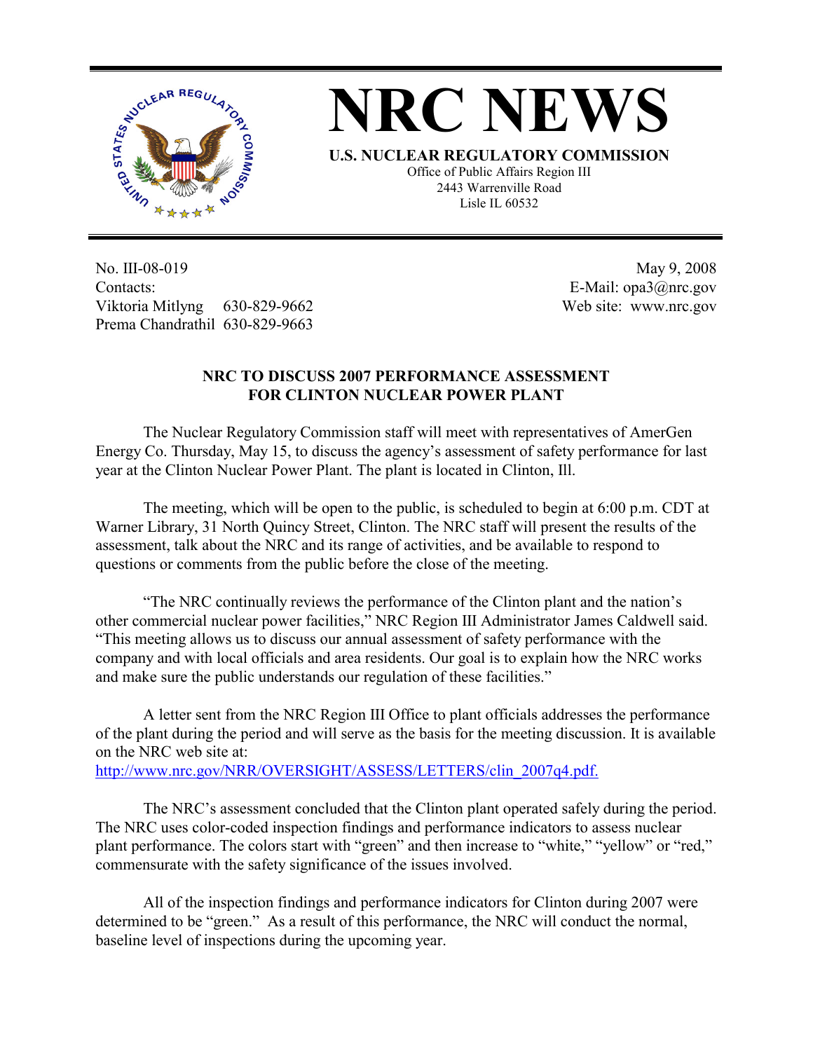# NRC NEWS

**U.S. NUCLEAR REGULATORY COMMISSION**

Office of Public Affairs Region III
2443 Warrenville Road
Lisle IL 60532

No. III-08-019
Contacts:
Viktoria Mitlyng 630-829-9662
Prema Chandrathil 630-829-9663

May 9, 2008
E-Mail: opa3@nrc.gov
Web site: www.nrc.gov

## NRC TO DISCUSS 2007 PERFORMANCE ASSESSMENT FOR CLINTON NUCLEAR POWER PLANT

The Nuclear Regulatory Commission staff will meet with representatives of AmerGen Energy Co. Thursday, May 15, to discuss the agency's assessment of safety performance for last year at the Clinton Nuclear Power Plant. The plant is located in Clinton, Ill.

The meeting, which will be open to the public, is scheduled to begin at 6:00 p.m. CDT at Warner Library, 31 North Quincy Street, Clinton. The NRC staff will present the results of the assessment, talk about the NRC and its range of activities, and be available to respond to questions or comments from the public before the close of the meeting.

"The NRC continually reviews the performance of the Clinton plant and the nation's other commercial nuclear power facilities," NRC Region III Administrator James Caldwell said. "This meeting allows us to discuss our annual assessment of safety performance with the company and with local officials and area residents. Our goal is to explain how the NRC works and make sure the public understands our regulation of these facilities."

A letter sent from the NRC Region III Office to plant officials addresses the performance of the plant during the period and will serve as the basis for the meeting discussion. It is available on the NRC web site at:
http://www.nrc.gov/NRR/OVERSIGHT/ASSESS/LETTERS/clin_2007q4.pdf.

The NRC's assessment concluded that the Clinton plant operated safely during the period. The NRC uses color-coded inspection findings and performance indicators to assess nuclear plant performance. The colors start with "green" and then increase to "white," "yellow" or "red," commensurate with the safety significance of the issues involved.

All of the inspection findings and performance indicators for Clinton during 2007 were determined to be "green." As a result of this performance, the NRC will conduct the normal, baseline level of inspections during the upcoming year.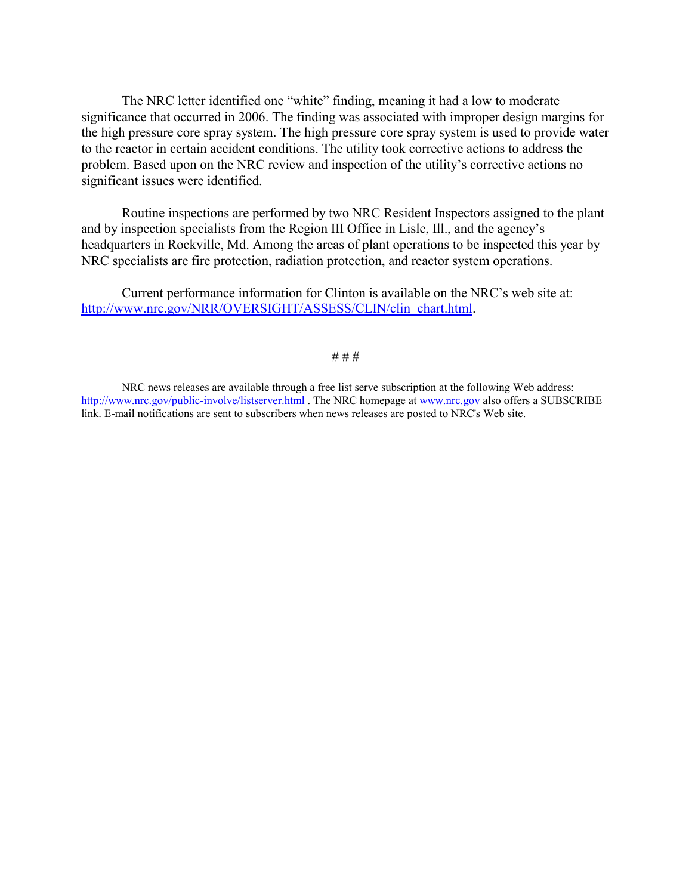The NRC letter identified one "white" finding, meaning it had a low to moderate significance that occurred in 2006. The finding was associated with improper design margins for the high pressure core spray system. The high pressure core spray system is used to provide water to the reactor in certain accident conditions. The utility took corrective actions to address the problem. Based upon on the NRC review and inspection of the utility's corrective actions no significant issues were identified.

Routine inspections are performed by two NRC Resident Inspectors assigned to the plant and by inspection specialists from the Region III Office in Lisle, Ill., and the agency's headquarters in Rockville, Md. Among the areas of plant operations to be inspected this year by NRC specialists are fire protection, radiation protection, and reactor system operations.

Current performance information for Clinton is available on the NRC's web site at: [http://www.nrc.gov/NRR/OVERSIGHT/ASSESS/CLIN/clin_chart.html](http://www.nrc.gov/NRR/OVERSIGHT/ASSESS/CLIN/clin_chart.html).

# # #

NRC news releases are available through a free list serve subscription at the following Web address: [http://www.nrc.gov/public-involve/listserver.html](http://www.nrc.gov/public-involve/listserver.html) . The NRC homepage at [www.nrc.gov](www.nrc.gov) also offers a SUBSCRIBE link. E-mail notifications are sent to subscribers when news releases are posted to NRC's Web site.